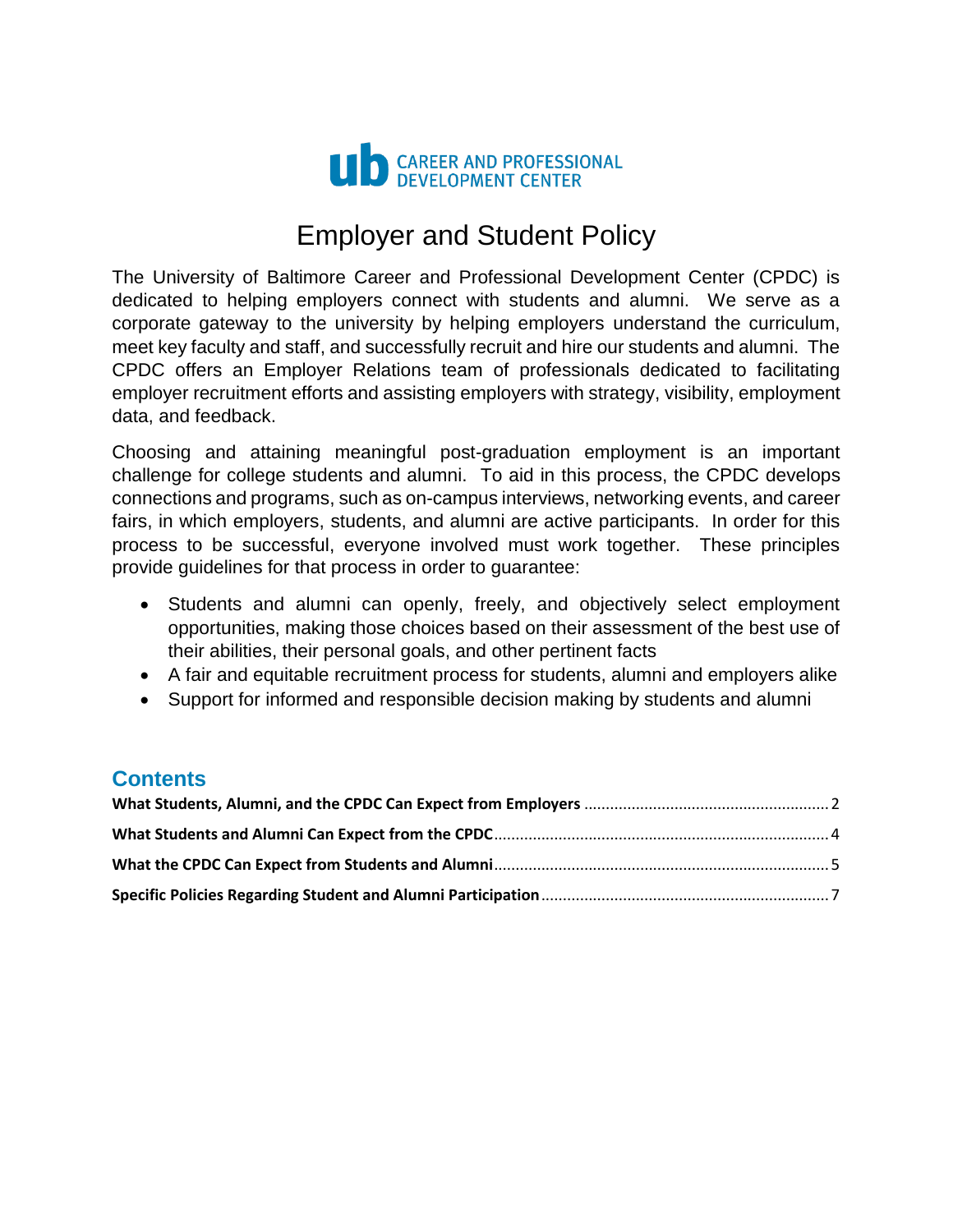ub CAREER AND PROFESSIONAL DEVELOPMENT CENTER

# Employer and Student Policy

The University of Baltimore Career and Professional Development Center (CPDC) is dedicated to helping employers connect with students and alumni. We serve as a corporate gateway to the university by helping employers understand the curriculum, meet key faculty and staff, and successfully recruit and hire our students and alumni. The CPDC offers an Employer Relations team of professionals dedicated to facilitating employer recruitment efforts and assisting employers with strategy, visibility, employment data, and feedback.

Choosing and attaining meaningful post-graduation employment is an important challenge for college students and alumni. To aid in this process, the CPDC develops connections and programs, such as on-campus interviews, networking events, and career fairs, in which employers, students, and alumni are active participants. In order for this process to be successful, everyone involved must work together. These principles provide guidelines for that process in order to guarantee:

- Students and alumni can openly, freely, and objectively select employment opportunities, making those choices based on their assessment of the best use of their abilities, their personal goals, and other pertinent facts
- A fair and equitable recruitment process for students, alumni and employers alike
- Support for informed and responsible decision making by students and alumni

## Contents

**What Students, Alumni, and the CPDC Can Expect from Employers** .......... 2

**What Students and Alumni Can Expect from the CPDC** .......... 4

**What the CPDC Can Expect from Students and Alumni** .......... 5

**Specific Policies Regarding Student and Alumni Participation** .......... 7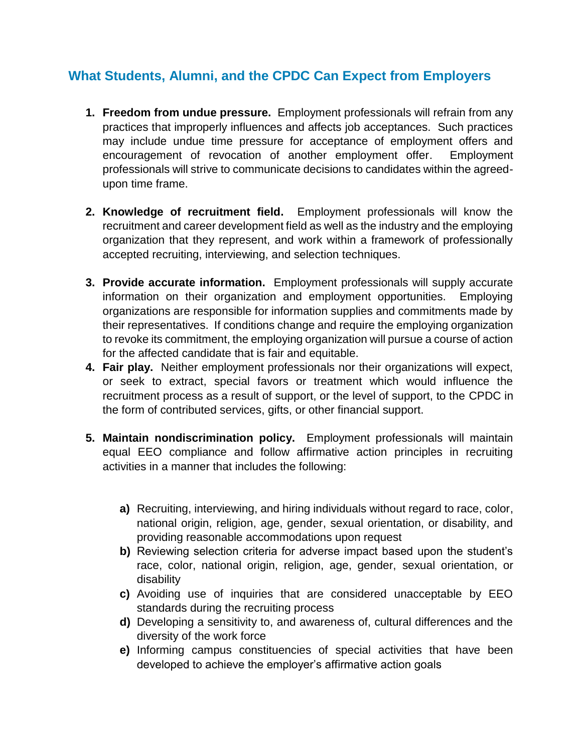## What Students, Alumni, and the CPDC Can Expect from Employers

1. **Freedom from undue pressure.** Employment professionals will refrain from any practices that improperly influences and affects job acceptances. Such practices may include undue time pressure for acceptance of employment offers and encouragement of revocation of another employment offer. Employment professionals will strive to communicate decisions to candidates within the agreed-upon time frame.

2. **Knowledge of recruitment field.** Employment professionals will know the recruitment and career development field as well as the industry and the employing organization that they represent, and work within a framework of professionally accepted recruiting, interviewing, and selection techniques.

3. **Provide accurate information.** Employment professionals will supply accurate information on their organization and employment opportunities. Employing organizations are responsible for information supplies and commitments made by their representatives. If conditions change and require the employing organization to revoke its commitment, the employing organization will pursue a course of action for the affected candidate that is fair and equitable.
4. **Fair play.** Neither employment professionals nor their organizations will expect, or seek to extract, special favors or treatment which would influence the recruitment process as a result of support, or the level of support, to the CPDC in the form of contributed services, gifts, or other financial support.

5. **Maintain nondiscrimination policy.** Employment professionals will maintain equal EEO compliance and follow affirmative action principles in recruiting activities in a manner that includes the following:

    a) Recruiting, interviewing, and hiring individuals without regard to race, color, national origin, religion, age, gender, sexual orientation, or disability, and providing reasonable accommodations upon request
    b) Reviewing selection criteria for adverse impact based upon the student's race, color, national origin, religion, age, gender, sexual orientation, or disability
    c) Avoiding use of inquiries that are considered unacceptable by EEO standards during the recruiting process
    d) Developing a sensitivity to, and awareness of, cultural differences and the diversity of the work force
    e) Informing campus constituencies of special activities that have been developed to achieve the employer's affirmative action goals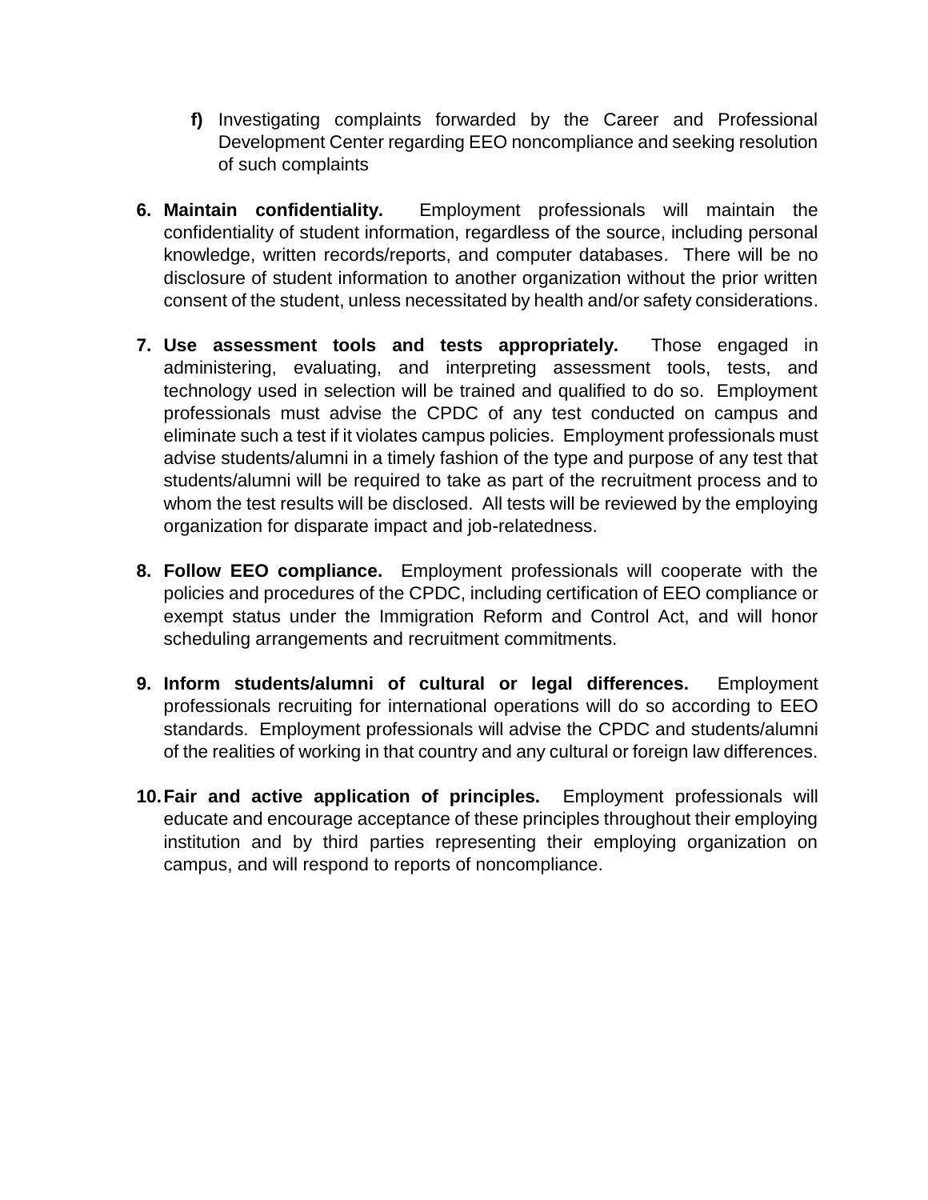f) Investigating complaints forwarded by the Career and Professional Development Center regarding EEO noncompliance and seeking resolution of such complaints

6. **Maintain confidentiality.** Employment professionals will maintain the confidentiality of student information, regardless of the source, including personal knowledge, written records/reports, and computer databases. There will be no disclosure of student information to another organization without the prior written consent of the student, unless necessitated by health and/or safety considerations.

7. **Use assessment tools and tests appropriately.** Those engaged in administering, evaluating, and interpreting assessment tools, tests, and technology used in selection will be trained and qualified to do so. Employment professionals must advise the CPDC of any test conducted on campus and eliminate such a test if it violates campus policies. Employment professionals must advise students/alumni in a timely fashion of the type and purpose of any test that students/alumni will be required to take as part of the recruitment process and to whom the test results will be disclosed. All tests will be reviewed by the employing organization for disparate impact and job-relatedness.

8. **Follow EEO compliance.** Employment professionals will cooperate with the policies and procedures of the CPDC, including certification of EEO compliance or exempt status under the Immigration Reform and Control Act, and will honor scheduling arrangements and recruitment commitments.

9. **Inform students/alumni of cultural or legal differences.** Employment professionals recruiting for international operations will do so according to EEO standards. Employment professionals will advise the CPDC and students/alumni of the realities of working in that country and any cultural or foreign law differences.

10. **Fair and active application of principles.** Employment professionals will educate and encourage acceptance of these principles throughout their employing institution and by third parties representing their employing organization on campus, and will respond to reports of noncompliance.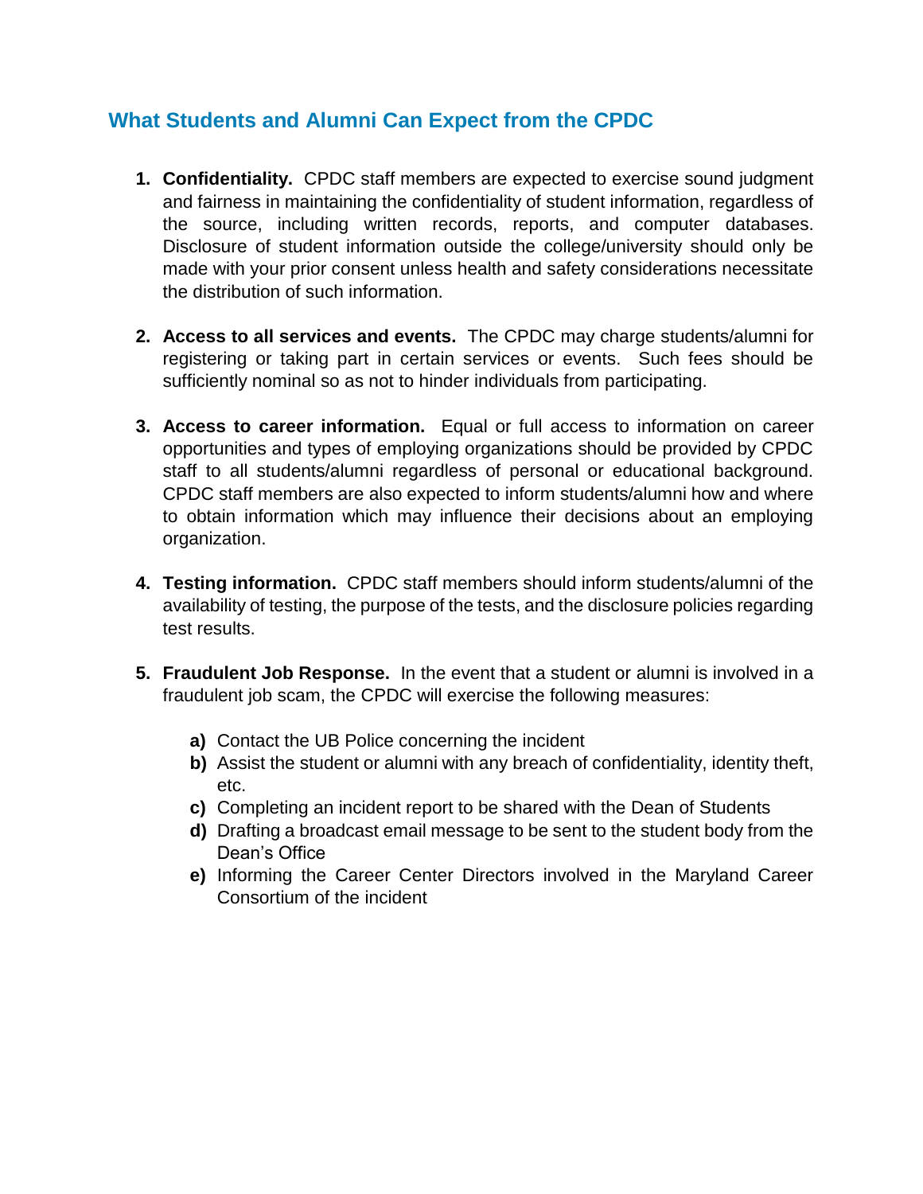## What Students and Alumni Can Expect from the CPDC

1. **Confidentiality.** CPDC staff members are expected to exercise sound judgment and fairness in maintaining the confidentiality of student information, regardless of the source, including written records, reports, and computer databases. Disclosure of student information outside the college/university should only be made with your prior consent unless health and safety considerations necessitate the distribution of such information.

2. **Access to all services and events.** The CPDC may charge students/alumni for registering or taking part in certain services or events. Such fees should be sufficiently nominal so as not to hinder individuals from participating.

3. **Access to career information.** Equal or full access to information on career opportunities and types of employing organizations should be provided by CPDC staff to all students/alumni regardless of personal or educational background. CPDC staff members are also expected to inform students/alumni how and where to obtain information which may influence their decisions about an employing organization.

4. **Testing information.** CPDC staff members should inform students/alumni of the availability of testing, the purpose of the tests, and the disclosure policies regarding test results.

5. **Fraudulent Job Response.** In the event that a student or alumni is involved in a fraudulent job scam, the CPDC will exercise the following measures:

   **a)** Contact the UB Police concerning the incident
   **b)** Assist the student or alumni with any breach of confidentiality, identity theft, etc.
   **c)** Completing an incident report to be shared with the Dean of Students
   **d)** Drafting a broadcast email message to be sent to the student body from the Dean's Office
   **e)** Informing the Career Center Directors involved in the Maryland Career Consortium of the incident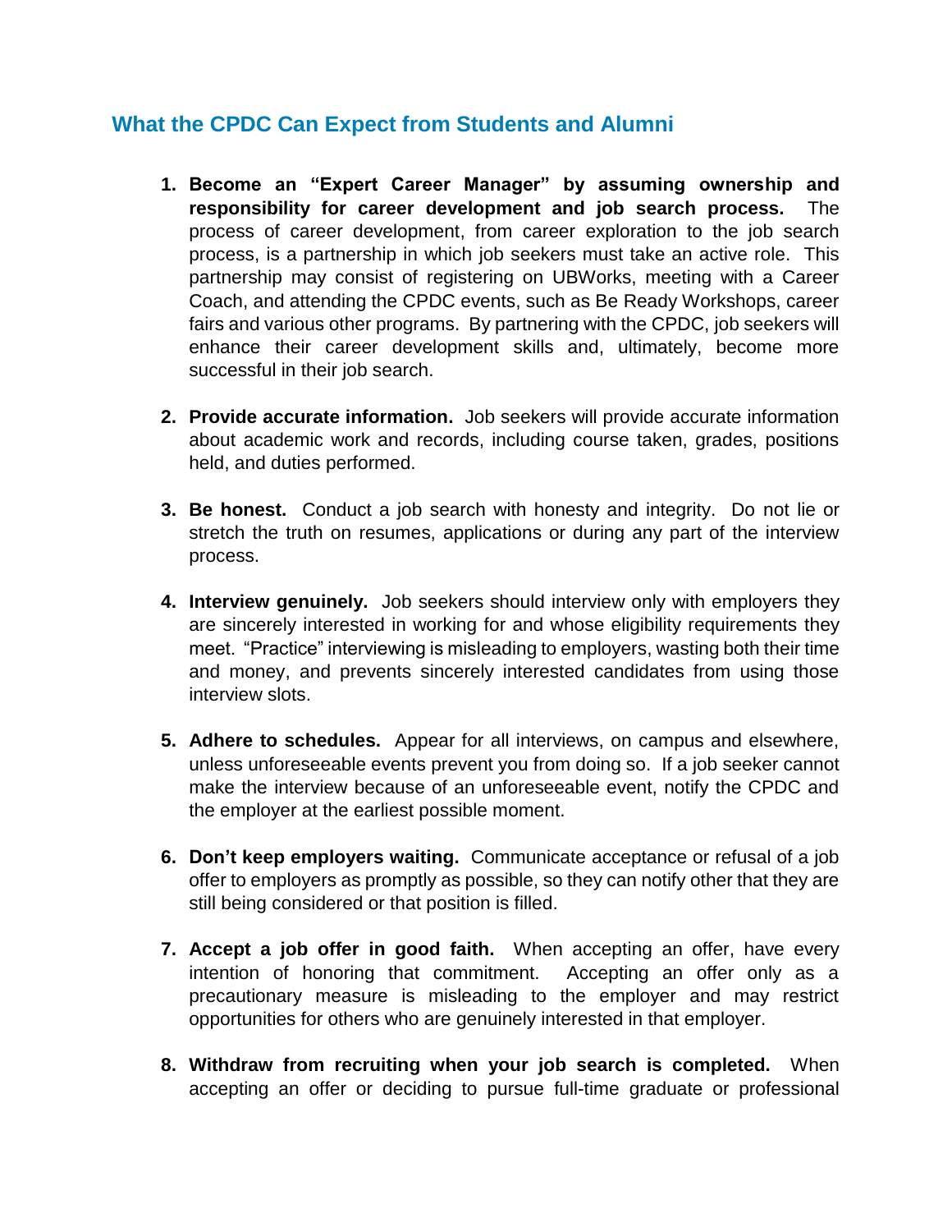## What the CPDC Can Expect from Students and Alumni

1. **Become an "Expert Career Manager" by assuming ownership and responsibility for career development and job search process.** The process of career development, from career exploration to the job search process, is a partnership in which job seekers must take an active role. This partnership may consist of registering on UBWorks, meeting with a Career Coach, and attending the CPDC events, such as Be Ready Workshops, career fairs and various other programs. By partnering with the CPDC, job seekers will enhance their career development skills and, ultimately, become more successful in their job search.

2. **Provide accurate information.** Job seekers will provide accurate information about academic work and records, including course taken, grades, positions held, and duties performed.

3. **Be honest.** Conduct a job search with honesty and integrity. Do not lie or stretch the truth on resumes, applications or during any part of the interview process.

4. **Interview genuinely.** Job seekers should interview only with employers they are sincerely interested in working for and whose eligibility requirements they meet. "Practice" interviewing is misleading to employers, wasting both their time and money, and prevents sincerely interested candidates from using those interview slots.

5. **Adhere to schedules.** Appear for all interviews, on campus and elsewhere, unless unforeseeable events prevent you from doing so. If a job seeker cannot make the interview because of an unforeseeable event, notify the CPDC and the employer at the earliest possible moment.

6. **Don't keep employers waiting.** Communicate acceptance or refusal of a job offer to employers as promptly as possible, so they can notify other that they are still being considered or that position is filled.

7. **Accept a job offer in good faith.** When accepting an offer, have every intention of honoring that commitment. Accepting an offer only as a precautionary measure is misleading to the employer and may restrict opportunities for others who are genuinely interested in that employer.

8. **Withdraw from recruiting when your job search is completed.** When accepting an offer or deciding to pursue full-time graduate or professional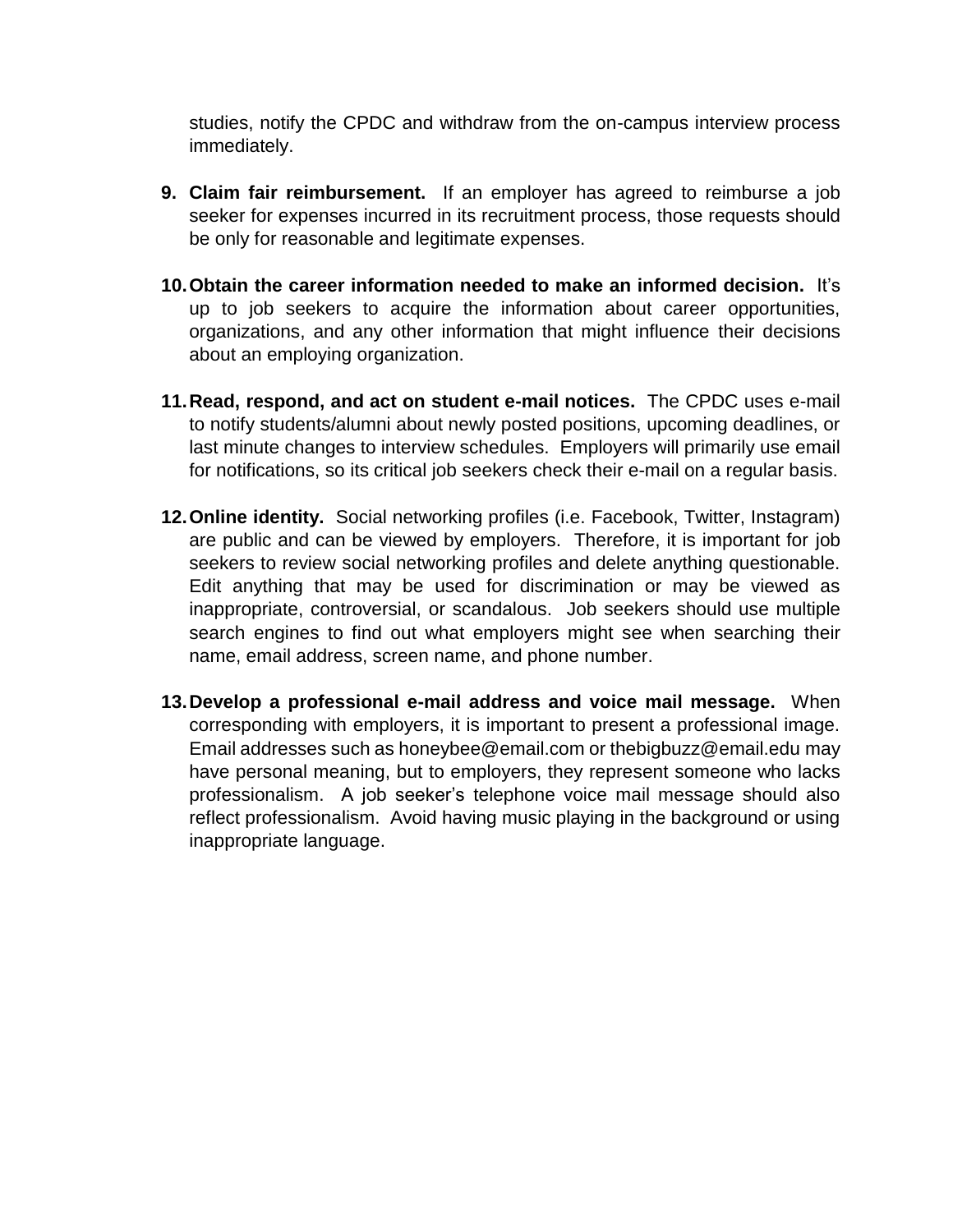studies, notify the CPDC and withdraw from the on-campus interview process immediately.

9. **Claim fair reimbursement.** If an employer has agreed to reimburse a job seeker for expenses incurred in its recruitment process, those requests should be only for reasonable and legitimate expenses.

10. **Obtain the career information needed to make an informed decision.** It's up to job seekers to acquire the information about career opportunities, organizations, and any other information that might influence their decisions about an employing organization.

11. **Read, respond, and act on student e-mail notices.** The CPDC uses e-mail to notify students/alumni about newly posted positions, upcoming deadlines, or last minute changes to interview schedules. Employers will primarily use email for notifications, so its critical job seekers check their e-mail on a regular basis.

12. **Online identity.** Social networking profiles (i.e. Facebook, Twitter, Instagram) are public and can be viewed by employers. Therefore, it is important for job seekers to review social networking profiles and delete anything questionable. Edit anything that may be used for discrimination or may be viewed as inappropriate, controversial, or scandalous. Job seekers should use multiple search engines to find out what employers might see when searching their name, email address, screen name, and phone number.

13. **Develop a professional e-mail address and voice mail message.** When corresponding with employers, it is important to present a professional image. Email addresses such as honeybee@email.com or thebigbuzz@email.edu may have personal meaning, but to employers, they represent someone who lacks professionalism. A job seeker's telephone voice mail message should also reflect professionalism. Avoid having music playing in the background or using inappropriate language.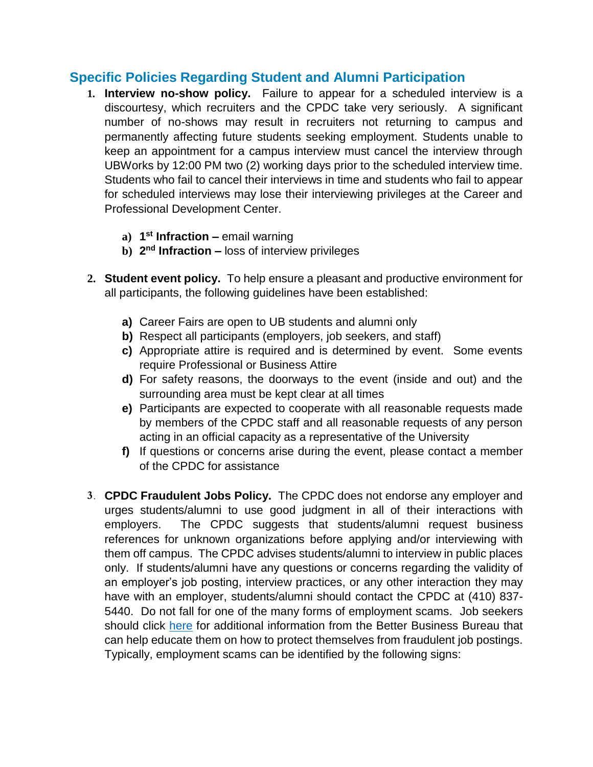## Specific Policies Regarding Student and Alumni Participation

1. **Interview no-show policy.** Failure to appear for a scheduled interview is a discourtesy, which recruiters and the CPDC take very seriously. A significant number of no-shows may result in recruiters not returning to campus and permanently affecting future students seeking employment. Students unable to keep an appointment for a campus interview must cancel the interview through UBWorks by 12:00 PM two (2) working days prior to the scheduled interview time. Students who fail to cancel their interviews in time and students who fail to appear for scheduled interviews may lose their interviewing privileges at the Career and Professional Development Center.

    a) **1st Infraction –** email warning
    b) **2nd Infraction –** loss of interview privileges

2. **Student event policy.** To help ensure a pleasant and productive environment for all participants, the following guidelines have been established:

    a) Career Fairs are open to UB students and alumni only
    b) Respect all participants (employers, job seekers, and staff)
    c) Appropriate attire is required and is determined by event. Some events require Professional or Business Attire
    d) For safety reasons, the doorways to the event (inside and out) and the surrounding area must be kept clear at all times
    e) Participants are expected to cooperate with all reasonable requests made by members of the CPDC staff and all reasonable requests of any person acting in an official capacity as a representative of the University
    f) If questions or concerns arise during the event, please contact a member of the CPDC for assistance

3. **CPDC Fraudulent Jobs Policy.** The CPDC does not endorse any employer and urges students/alumni to use good judgment in all of their interactions with employers. The CPDC suggests that students/alumni request business references for unknown organizations before applying and/or interviewing with them off campus. The CPDC advises students/alumni to interview in public places only. If students/alumni have any questions or concerns regarding the validity of an employer's job posting, interview practices, or any other interaction they may have with an employer, students/alumni should contact the CPDC at (410) 837-5440. Do not fall for one of the many forms of employment scams. Job seekers should click here for additional information from the Better Business Bureau that can help educate them on how to protect themselves from fraudulent job postings. Typically, employment scams can be identified by the following signs: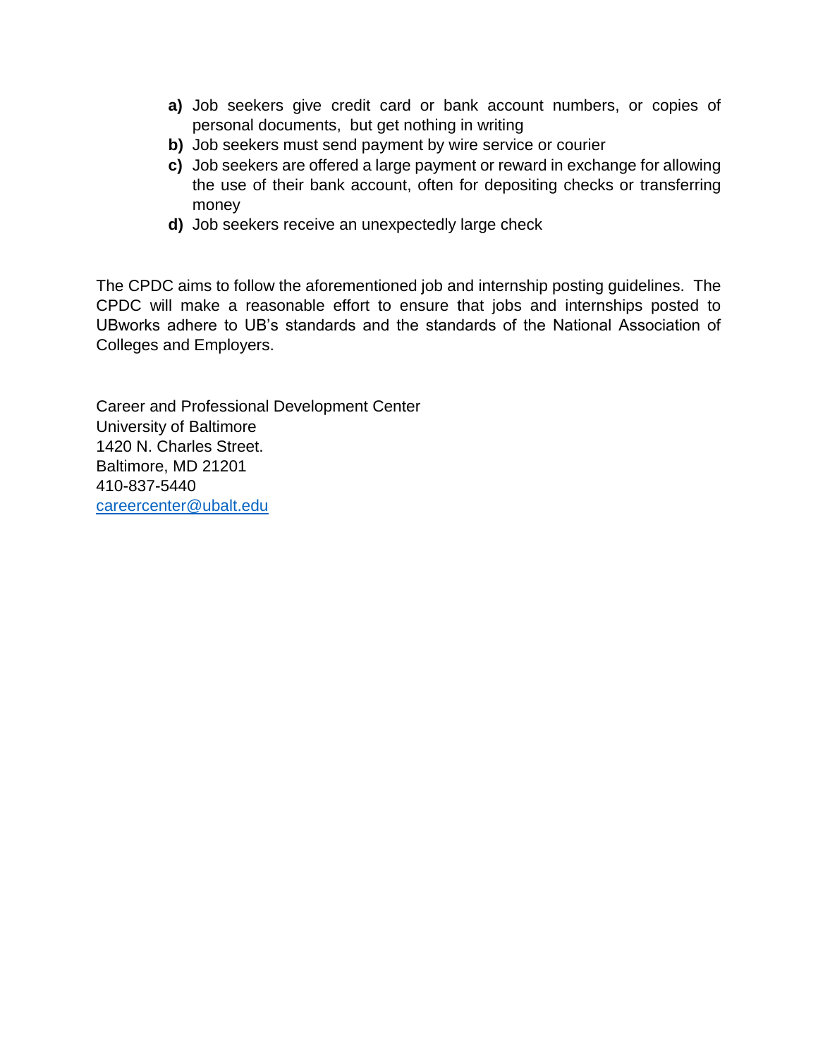- **a)** Job seekers give credit card or bank account numbers, or copies of personal documents, but get nothing in writing
- **b)** Job seekers must send payment by wire service or courier
- **c)** Job seekers are offered a large payment or reward in exchange for allowing the use of their bank account, often for depositing checks or transferring money
- **d)** Job seekers receive an unexpectedly large check

The CPDC aims to follow the aforementioned job and internship posting guidelines. The CPDC will make a reasonable effort to ensure that jobs and internships posted to UBworks adhere to UB's standards and the standards of the National Association of Colleges and Employers.

Career and Professional Development Center
University of Baltimore
1420 N. Charles Street.
Baltimore, MD 21201
410-837-5440
careercenter@ubalt.edu